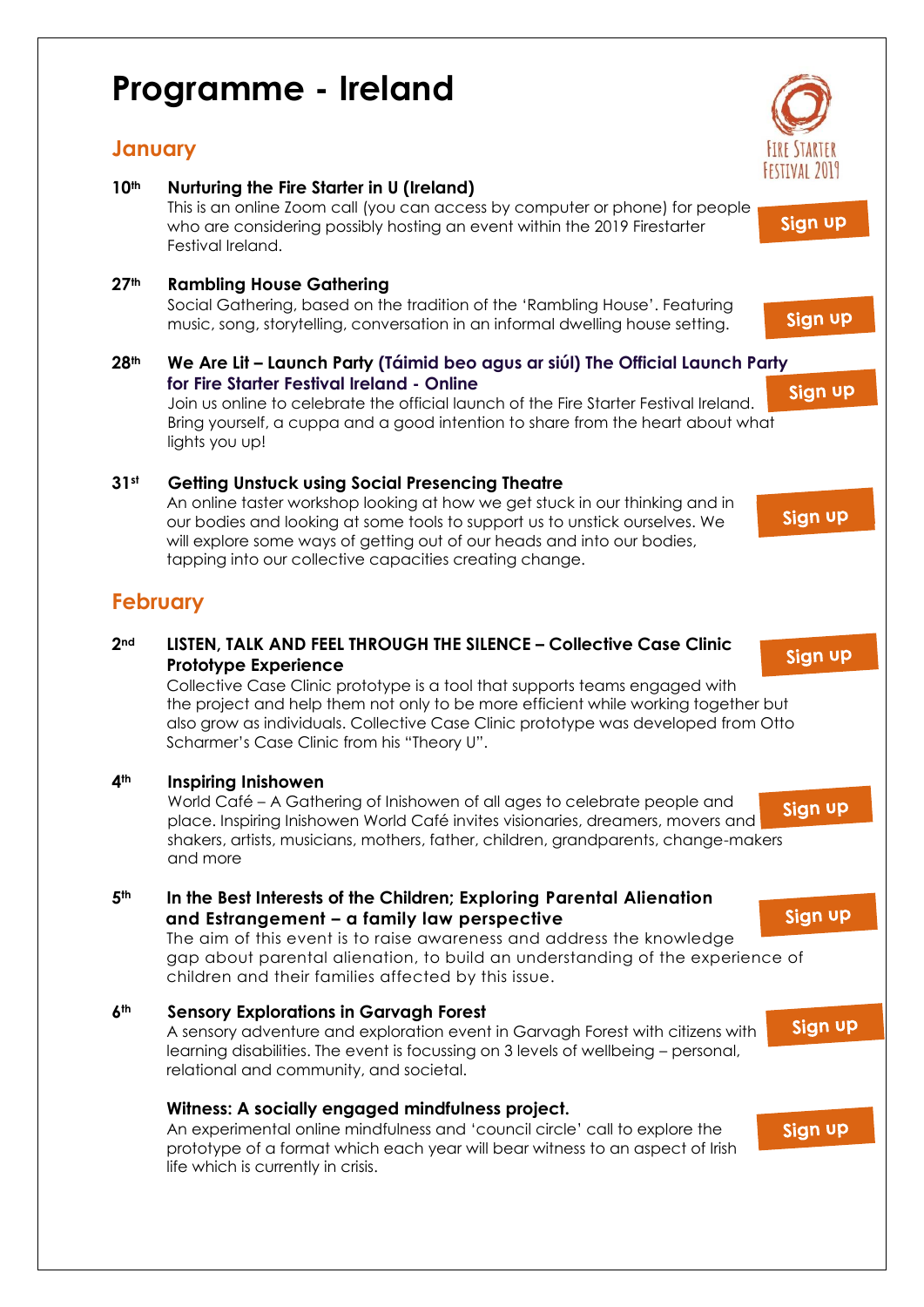# Programme - Ireland

## January

**10th** **Nurturing the Fire Starter in U (Ireland)**

This is an online Zoom call (you can access by computer or phone) for people who are considering possibly hosting an event within the 2019 Firestarter Festival Ireland.

Sign up

**27th** **Rambling House Gathering**

Social Gathering, based on the tradition of the 'Rambling House'. Featuring music, song, storytelling, conversation in an informal dwelling house setting.

Sign up

**28th** **We Are Lit – Launch Party (Táimid beo agus ar siúl) The Official Launch Party for Fire Starter Festival Ireland - Online**

Join us online to celebrate the official launch of the Fire Starter Festival Ireland. Bring yourself, a cuppa and a good intention to share from the heart about what lights you up!

Sign up

**31st** **Getting Unstuck using Social Presencing Theatre**

An online taster workshop looking at how we get stuck in our thinking and in our bodies and looking at some tools to support us to unstick ourselves. We will explore some ways of getting out of our heads and into our bodies, tapping into our collective capacities creating change.

Sign up

## February

**2nd** **LISTEN, TALK AND FEEL THROUGH THE SILENCE – Collective Case Clinic Prototype Experience**

Collective Case Clinic prototype is a tool that supports teams engaged with the project and help them not only to be more efficient while working together but also grow as individuals. Collective Case Clinic prototype was developed from Otto Scharmer's Case Clinic from his "Theory U".

Sign up

**4th** **Inspiring Inishowen**

World Café – A Gathering of Inishowen of all ages to celebrate people and place. Inspiring Inishowen World Café invites visionaries, dreamers, movers and shakers, artists, musicians, mothers, father, children, grandparents, change-makers and more

Sign up

**5th** **In the Best Interests of the Children; Exploring Parental Alienation and Estrangement – a family law perspective**

The aim of this event is to raise awareness and address the knowledge gap about parental alienation, to build an understanding of the experience of children and their families affected by this issue.

Sign up

**6th** **Sensory Explorations in Garvagh Forest**

A sensory adventure and exploration event in Garvagh Forest with citizens with learning disabilities. The event is focussing on 3 levels of wellbeing – personal, relational and community, and societal.

Sign up

**Witness: A socially engaged mindfulness project.**

An experimental online mindfulness and 'council circle' call to explore the prototype of a format which each year will bear witness to an aspect of Irish life which is currently in crisis.

Sign up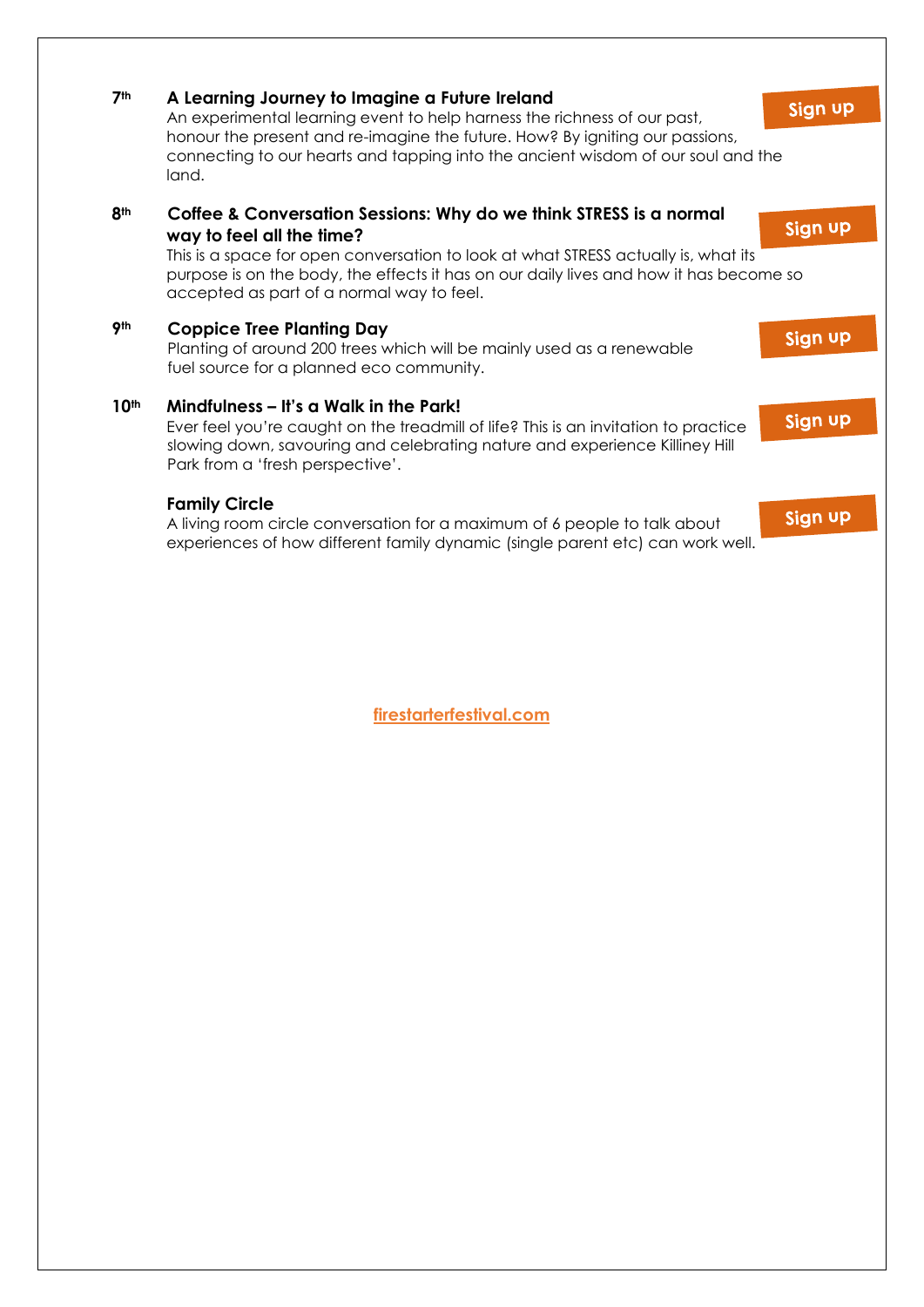**7th** **A Learning Journey to Imagine a Future Ireland**

An experimental learning event to help harness the richness of our past, honour the present and re-imagine the future. How? By igniting our passions, connecting to our hearts and tapping into the ancient wisdom of our soul and the land.

Sign up

**8th** **Coffee & Conversation Sessions: Why do we think STRESS is a normal way to feel all the time?**

This is a space for open conversation to look at what STRESS actually is, what its purpose is on the body, the effects it has on our daily lives and how it has become so accepted as part of a normal way to feel.

Sign up

**9th** **Coppice Tree Planting Day**

Planting of around 200 trees which will be mainly used as a renewable fuel source for a planned eco community.

Sign up

**10th** **Mindfulness – It's a Walk in the Park!**

Ever feel you're caught on the treadmill of life? This is an invitation to practice slowing down, savouring and celebrating nature and experience Killiney Hill Park from a 'fresh perspective'.

Sign up

**Family Circle**

A living room circle conversation for a maximum of 6 people to talk about experiences of how different family dynamic (single parent etc) can work well.

Sign up

firestarterfestival.com